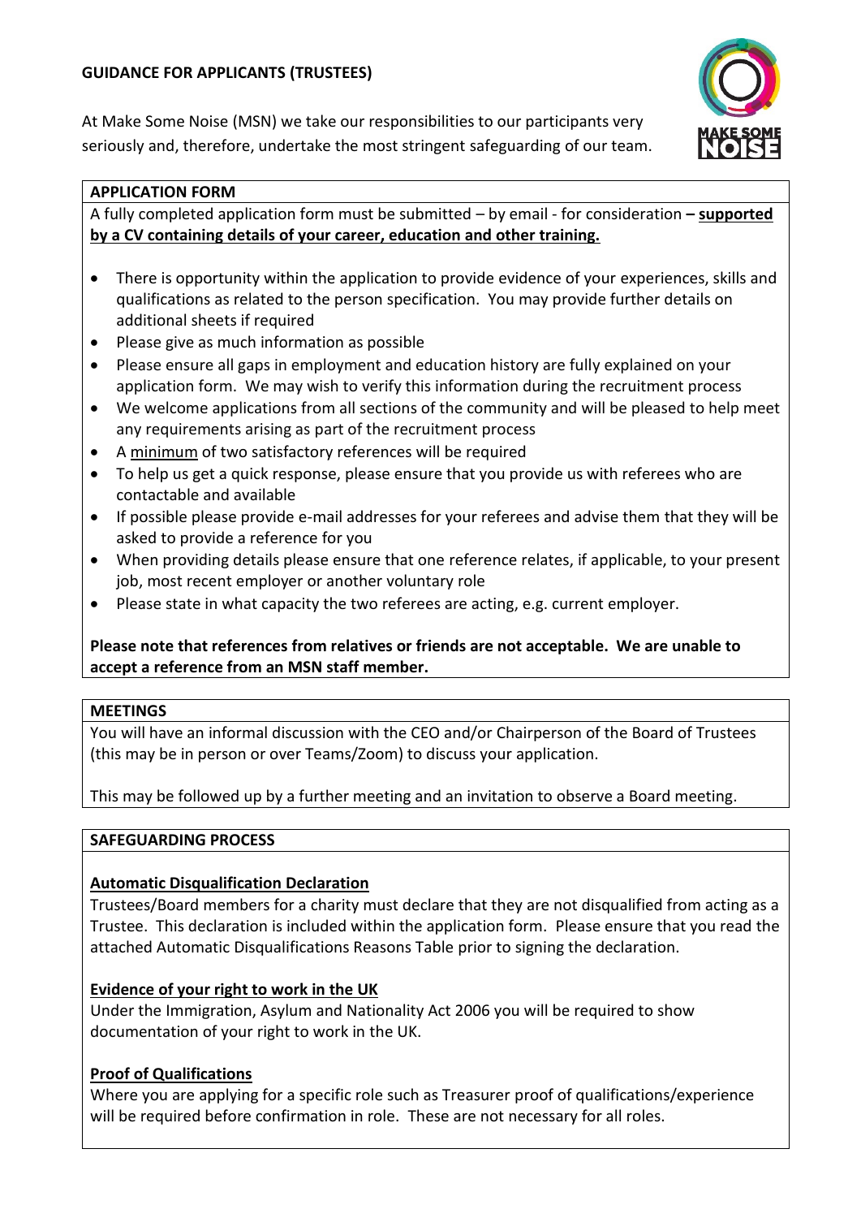# GUIDANCE FOR APPLICANTS (TRUSTEES)

At Make Some Noise (MSN) we take our responsibilities to our participants very seriously and, therefore, undertake the most stringent safeguarding of our team.

## APPLICATION FORM

A fully completed application form must be submitted – by email - for consideration **– <u>supported by a CV containing details of your career, education and other training.</u>**

- There is opportunity within the application to provide evidence of your experiences, skills and qualifications as related to the person specification. You may provide further details on additional sheets if required
- Please give as much information as possible
- Please ensure all gaps in employment and education history are fully explained on your application form. We may wish to verify this information during the recruitment process
- We welcome applications from all sections of the community and will be pleased to help meet any requirements arising as part of the recruitment process
- A <u>minimum</u> of two satisfactory references will be required
- To help us get a quick response, please ensure that you provide us with referees who are contactable and available
- If possible please provide e-mail addresses for your referees and advise them that they will be asked to provide a reference for you
- When providing details please ensure that one reference relates, if applicable, to your present job, most recent employer or another voluntary role
- Please state in what capacity the two referees are acting, e.g. current employer.

**Please note that references from relatives or friends are not acceptable. We are unable to accept a reference from an MSN staff member.**

## MEETINGS

You will have an informal discussion with the CEO and/or Chairperson of the Board of Trustees (this may be in person or over Teams/Zoom) to discuss your application.

This may be followed up by a further meeting and an invitation to observe a Board meeting.

## SAFEGUARDING PROCESS

**<u>Automatic Disqualification Declaration</u>**

Trustees/Board members for a charity must declare that they are not disqualified from acting as a Trustee. This declaration is included within the application form. Please ensure that you read the attached Automatic Disqualifications Reasons Table prior to signing the declaration.

**<u>Evidence of your right to work in the UK</u>**

Under the Immigration, Asylum and Nationality Act 2006 you will be required to show documentation of your right to work in the UK.

**<u>Proof of Qualifications</u>**

Where you are applying for a specific role such as Treasurer proof of qualifications/experience will be required before confirmation in role. These are not necessary for all roles.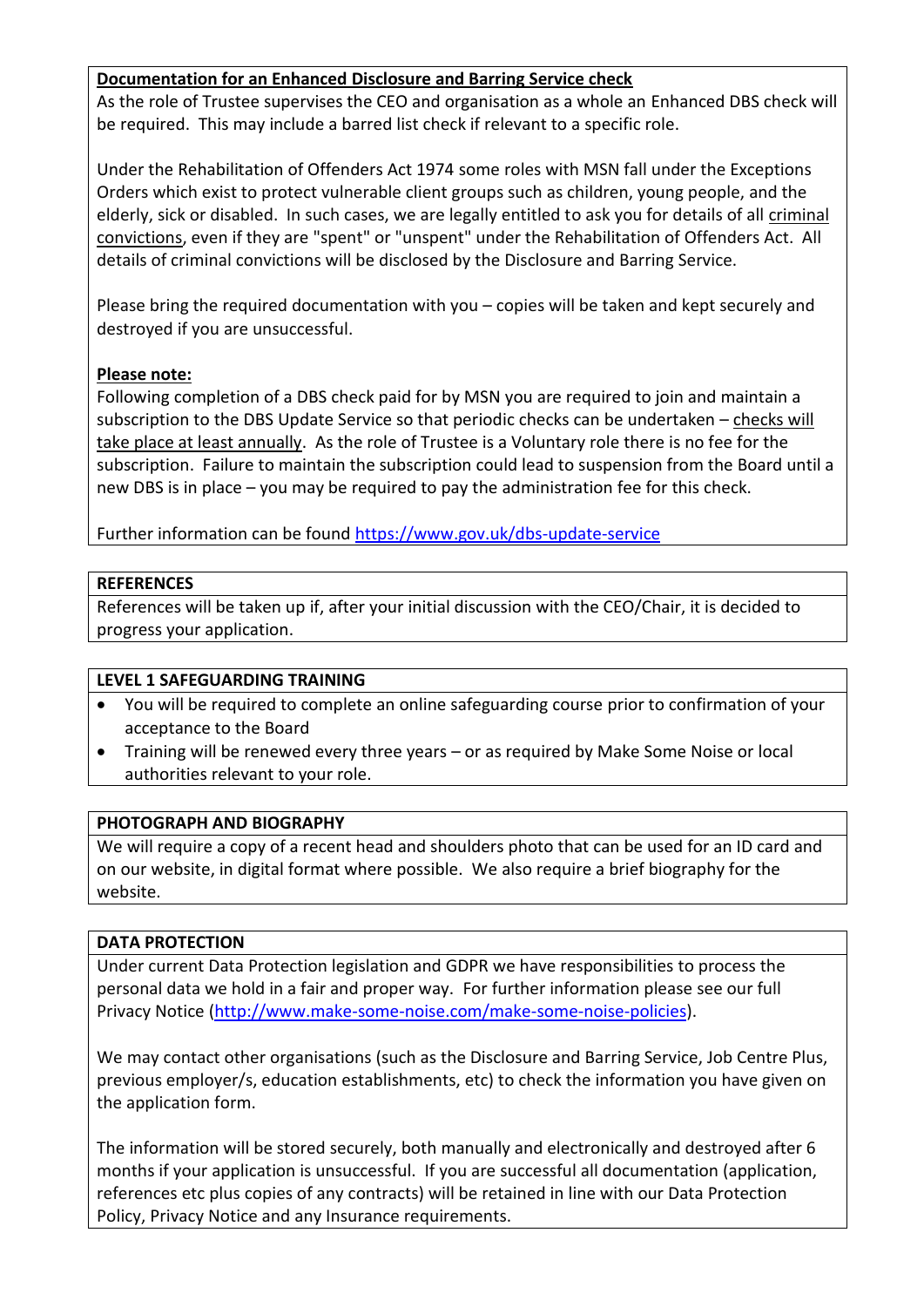**Documentation for an Enhanced Disclosure and Barring Service check**

As the role of Trustee supervises the CEO and organisation as a whole an Enhanced DBS check will be required. This may include a barred list check if relevant to a specific role.

Under the Rehabilitation of Offenders Act 1974 some roles with MSN fall under the Exceptions Orders which exist to protect vulnerable client groups such as children, young people, and the elderly, sick or disabled. In such cases, we are legally entitled to ask you for details of all criminal convictions, even if they are "spent" or "unspent" under the Rehabilitation of Offenders Act. All details of criminal convictions will be disclosed by the Disclosure and Barring Service.

Please bring the required documentation with you – copies will be taken and kept securely and destroyed if you are unsuccessful.

**Please note:**

Following completion of a DBS check paid for by MSN you are required to join and maintain a subscription to the DBS Update Service so that periodic checks can be undertaken – checks will take place at least annually. As the role of Trustee is a Voluntary role there is no fee for the subscription. Failure to maintain the subscription could lead to suspension from the Board until a new DBS is in place – you may be required to pay the administration fee for this check.

Further information can be found https://www.gov.uk/dbs-update-service

**REFERENCES**

References will be taken up if, after your initial discussion with the CEO/Chair, it is decided to progress your application.

**LEVEL 1 SAFEGUARDING TRAINING**

- You will be required to complete an online safeguarding course prior to confirmation of your acceptance to the Board
- Training will be renewed every three years – or as required by Make Some Noise or local authorities relevant to your role.

**PHOTOGRAPH AND BIOGRAPHY**

We will require a copy of a recent head and shoulders photo that can be used for an ID card and on our website, in digital format where possible. We also require a brief biography for the website.

**DATA PROTECTION**

Under current Data Protection legislation and GDPR we have responsibilities to process the personal data we hold in a fair and proper way. For further information please see our full Privacy Notice (http://www.make-some-noise.com/make-some-noise-policies).

We may contact other organisations (such as the Disclosure and Barring Service, Job Centre Plus, previous employer/s, education establishments, etc) to check the information you have given on the application form.

The information will be stored securely, both manually and electronically and destroyed after 6 months if your application is unsuccessful. If you are successful all documentation (application, references etc plus copies of any contracts) will be retained in line with our Data Protection Policy, Privacy Notice and any Insurance requirements.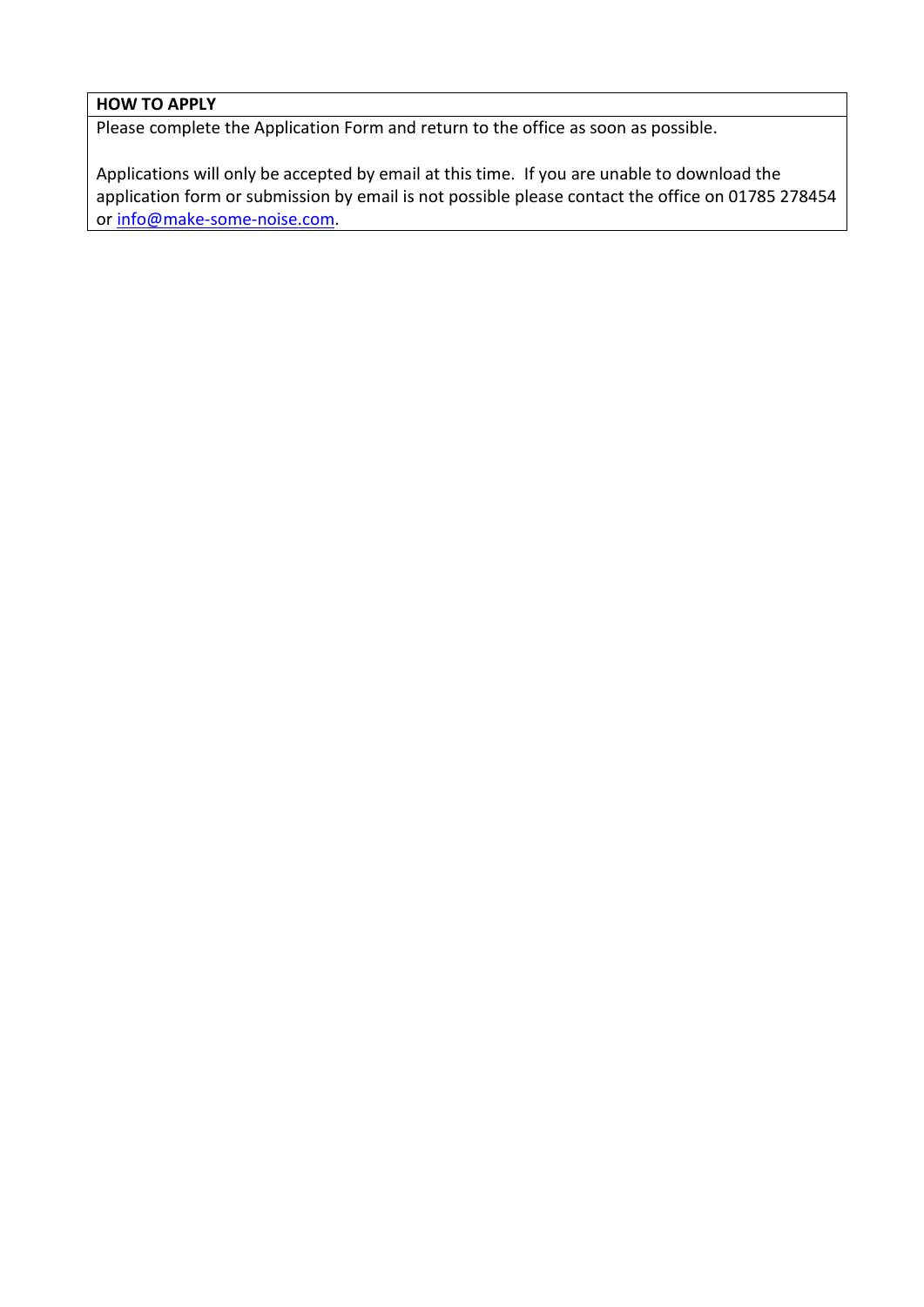**HOW TO APPLY**

Please complete the Application Form and return to the office as soon as possible.

Applications will only be accepted by email at this time. If you are unable to download the application form or submission by email is not possible please contact the office on 01785 278454 or info@make-some-noise.com.